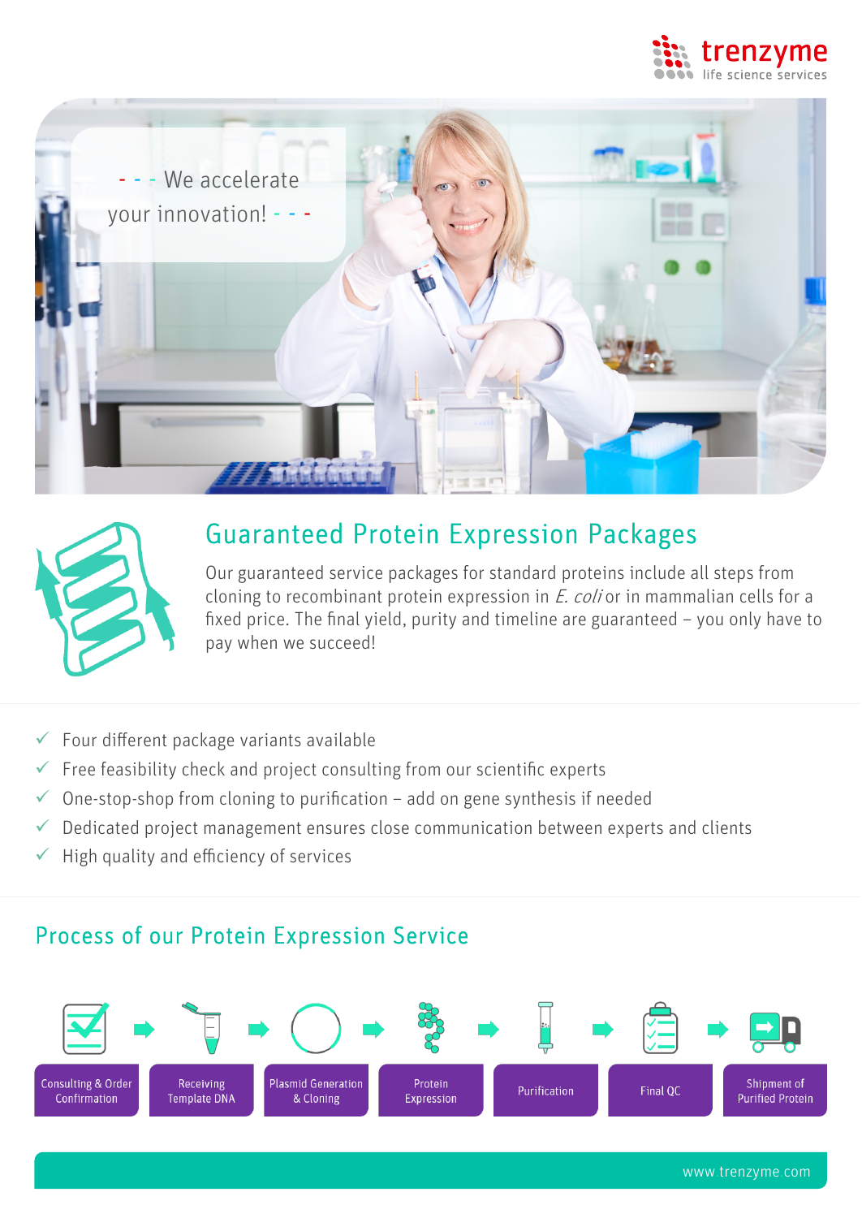trenzyme
life science services

- - - We accelerate your innovation! - - -

## Guaranteed Protein Expression Packages

Our guaranteed service packages for standard proteins include all steps from cloning to recombinant protein expression in *E. coli* or in mammalian cells for a fixed price. The final yield, purity and timeline are guaranteed – you only have to pay when we succeed!

- ✓ Four different package variants available
- ✓ Free feasibility check and project consulting from our scientific experts
- ✓ One-stop-shop from cloning to purification – add on gene synthesis if needed
- ✓ Dedicated project management ensures close communication between experts and clients
- ✓ High quality and efficiency of services

## Process of our Protein Expression Service

Consulting & Order Confirmation → Receiving Template DNA → Plasmid Generation & Cloning → Protein Expression → Purification → Final QC → Shipment of Purified Protein

www.trenzyme.com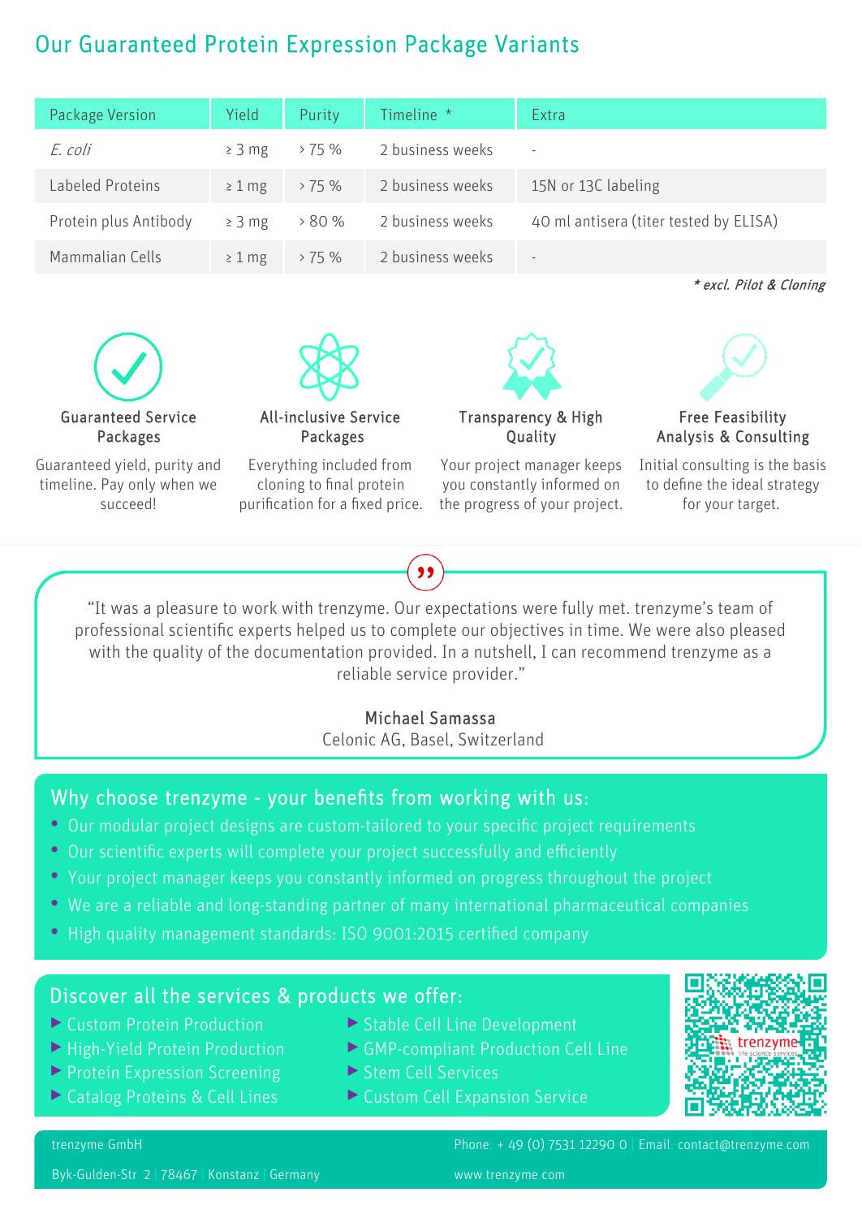## Our Guaranteed Protein Expression Package Variants

| Package Version | Yield | Purity | Timeline * | Extra |
|---|---|---|---|---|
| *E. coli* | ≥ 3 mg | > 75 % | 2 business weeks | - |
| Labeled Proteins | ≥ 1 mg | > 75 % | 2 business weeks | 15N or 13C labeling |
| Protein plus Antibody | ≥ 3 mg | > 80 % | 2 business weeks | 40 ml antisera (titer tested by ELISA) |
| Mammalian Cells | ≥ 1 mg | > 75 % | 2 business weeks | - |

*\* excl. Pilot & Cloning*

### Guaranteed Service Packages

Guaranteed yield, purity and timeline. Pay only when we succeed!

### All-inclusive Service Packages

Everything included from cloning to final protein purification for a fixed price.

### Transparency & High Quality

Your project manager keeps you constantly informed on the progress of your project.

### Free Feasibility Analysis & Consulting

Initial consulting is the basis to define the ideal strategy for your target.

> “It was a pleasure to work with trenzyme. Our expectations were fully met. trenzyme’s team of professional scientific experts helped us to complete our objectives in time. We were also pleased with the quality of the documentation provided. In a nutshell, I can recommend trenzyme as a reliable service provider.”
>
> Michael Samassa
> Celonic AG, Basel, Switzerland

## Why choose trenzyme - your benefits from working with us:

- Our modular project designs are custom-tailored to your specific project requirements
- Our scientific experts will complete your project successfully and efficiently
- Your project manager keeps you constantly informed on progress throughout the project
- We are a reliable and long-standing partner of many international pharmaceutical companies
- High quality management standards: ISO 9001:2015 certified company

## Discover all the services & products we offer:

- Custom Protein Production
- High-Yield Protein Production
- Protein Expression Screening
- Catalog Proteins & Cell Lines
- Stable Cell Line Development
- GMP-compliant Production Cell Line
- Stem Cell Services
- Custom Cell Expansion Service

trenzyme GmbH
Byk-Gulden-Str. 2 | 78467 | Konstanz | Germany
Phone: + 49 (0) 7531 12290 0 | Email: contact@trenzyme.com
www.trenzyme.com